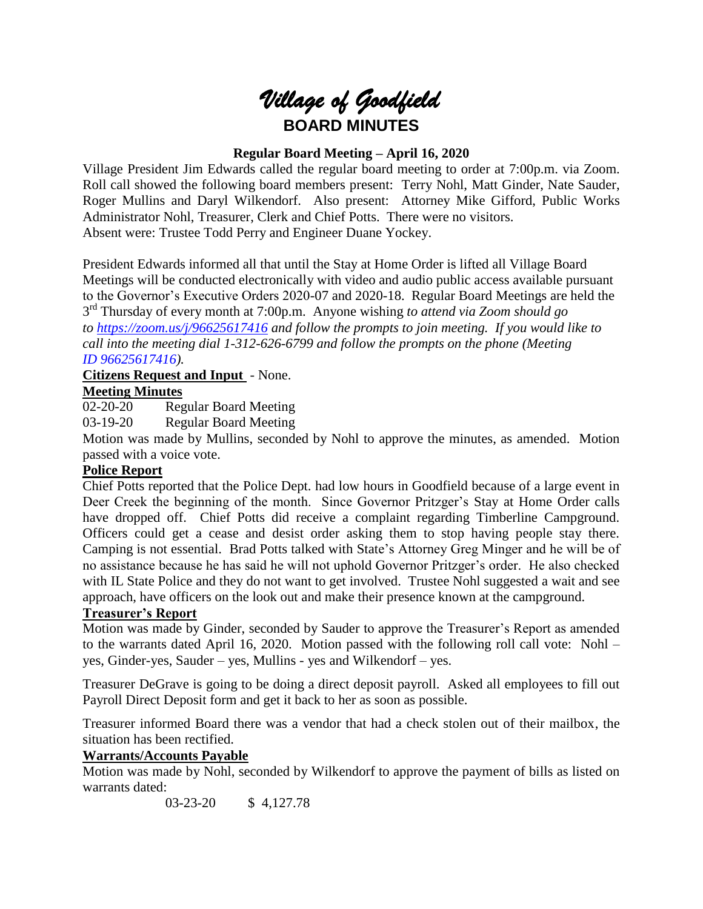# *Village of Goodfield*

## BOARD MINUTES

### Regular Board Meeting – April 16, 2020

Village President Jim Edwards called the regular board meeting to order at 7:00p.m. via Zoom. Roll call showed the following board members present: Terry Nohl, Matt Ginder, Nate Sauder, Roger Mullins and Daryl Wilkendorf. Also present: Attorney Mike Gifford, Public Works Administrator Nohl, Treasurer, Clerk and Chief Potts. There were no visitors. Absent were: Trustee Todd Perry and Engineer Duane Yockey.

President Edwards informed all that until the Stay at Home Order is lifted all Village Board Meetings will be conducted electronically with video and audio public access available pursuant to the Governor's Executive Orders 2020-07 and 2020-18. Regular Board Meetings are held the 3rd Thursday of every month at 7:00p.m. Anyone wishing *to attend via Zoom should go to https://zoom.us/j/96625617416 and follow the prompts to join meeting. If you would like to call into the meeting dial 1-312-626-6799 and follow the prompts on the phone (Meeting ID 96625617416).*

**Citizens Request and Input** - None.

**Meeting Minutes**

02-20-20 Regular Board Meeting

03-19-20 Regular Board Meeting

Motion was made by Mullins, seconded by Nohl to approve the minutes, as amended. Motion passed with a voice vote.

**Police Report**

Chief Potts reported that the Police Dept. had low hours in Goodfield because of a large event in Deer Creek the beginning of the month. Since Governor Pritzger's Stay at Home Order calls have dropped off. Chief Potts did receive a complaint regarding Timberline Campground. Officers could get a cease and desist order asking them to stop having people stay there. Camping is not essential. Brad Potts talked with State's Attorney Greg Minger and he will be of no assistance because he has said he will not uphold Governor Pritzger's order. He also checked with IL State Police and they do not want to get involved. Trustee Nohl suggested a wait and see approach, have officers on the look out and make their presence known at the campground.

**Treasurer's Report**

Motion was made by Ginder, seconded by Sauder to approve the Treasurer's Report as amended to the warrants dated April 16, 2020. Motion passed with the following roll call vote: Nohl – yes, Ginder-yes, Sauder – yes, Mullins - yes and Wilkendorf – yes.

Treasurer DeGrave is going to be doing a direct deposit payroll. Asked all employees to fill out Payroll Direct Deposit form and get it back to her as soon as possible.

Treasurer informed Board there was a vendor that had a check stolen out of their mailbox, the situation has been rectified.

**Warrants/Accounts Payable**

Motion was made by Nohl, seconded by Wilkendorf to approve the payment of bills as listed on warrants dated:

03-23-20 $ 4,127.78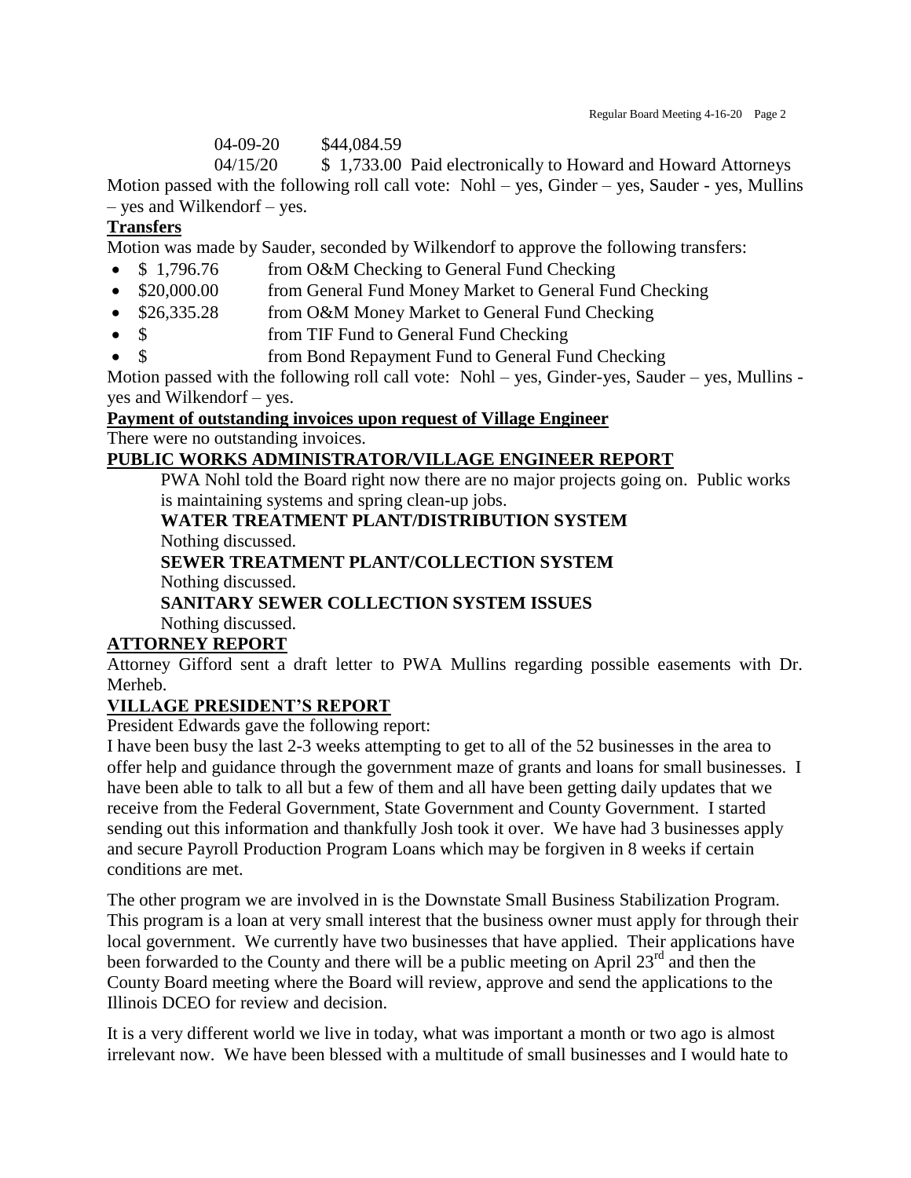04-09-20 $44,084.59

04/15/20 $ 1,733.00 Paid electronically to Howard and Howard Attorneys

Motion passed with the following roll call vote: Nohl – yes, Ginder – yes, Sauder - yes, Mullins – yes and Wilkendorf – yes.

## Transfers

Motion was made by Sauder, seconded by Wilkendorf to approve the following transfers:

- $ 1,796.76 from O&M Checking to General Fund Checking
- $20,000.00 from General Fund Money Market to General Fund Checking
- $26,335.28 from O&M Money Market to General Fund Checking
- $ from TIF Fund to General Fund Checking
- $ from Bond Repayment Fund to General Fund Checking

Motion passed with the following roll call vote: Nohl – yes, Ginder-yes, Sauder – yes, Mullins - yes and Wilkendorf – yes.

## Payment of outstanding invoices upon request of Village Engineer

There were no outstanding invoices.

## PUBLIC WORKS ADMINISTRATOR/VILLAGE ENGINEER REPORT

PWA Nohl told the Board right now there are no major projects going on. Public works is maintaining systems and spring clean-up jobs.

**WATER TREATMENT PLANT/DISTRIBUTION SYSTEM**

Nothing discussed.

**SEWER TREATMENT PLANT/COLLECTION SYSTEM**

Nothing discussed.

**SANITARY SEWER COLLECTION SYSTEM ISSUES**

Nothing discussed.

## ATTORNEY REPORT

Attorney Gifford sent a draft letter to PWA Mullins regarding possible easements with Dr. Merheb.

## VILLAGE PRESIDENT'S REPORT

President Edwards gave the following report:

I have been busy the last 2-3 weeks attempting to get to all of the 52 businesses in the area to offer help and guidance through the government maze of grants and loans for small businesses. I have been able to talk to all but a few of them and all have been getting daily updates that we receive from the Federal Government, State Government and County Government. I started sending out this information and thankfully Josh took it over. We have had 3 businesses apply and secure Payroll Production Program Loans which may be forgiven in 8 weeks if certain conditions are met.

The other program we are involved in is the Downstate Small Business Stabilization Program. This program is a loan at very small interest that the business owner must apply for through their local government. We currently have two businesses that have applied. Their applications have been forwarded to the County and there will be a public meeting on April 23rd and then the County Board meeting where the Board will review, approve and send the applications to the Illinois DCEO for review and decision.

It is a very different world we live in today, what was important a month or two ago is almost irrelevant now. We have been blessed with a multitude of small businesses and I would hate to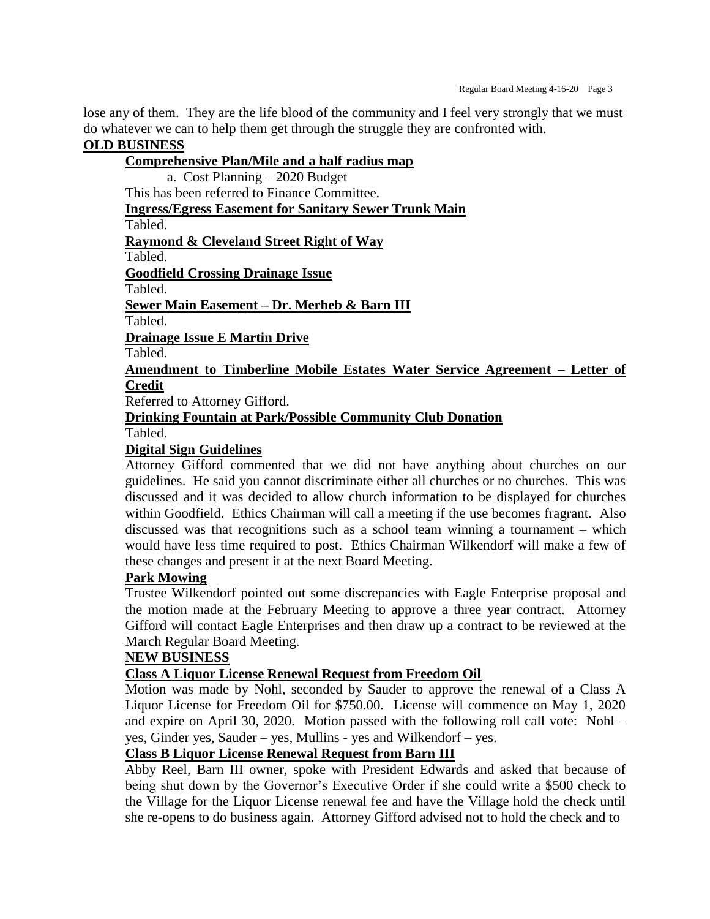lose any of them. They are the life blood of the community and I feel very strongly that we must do whatever we can to help them get through the struggle they are confronted with.

**OLD BUSINESS**

**Comprehensive Plan/Mile and a half radius map**

a. Cost Planning – 2020 Budget

This has been referred to Finance Committee.

**Ingress/Egress Easement for Sanitary Sewer Trunk Main**

Tabled.

**Raymond & Cleveland Street Right of Way**

Tabled.

**Goodfield Crossing Drainage Issue**

Tabled.

**Sewer Main Easement – Dr. Merheb & Barn III**

Tabled.

**Drainage Issue E Martin Drive**

Tabled.

**Amendment to Timberline Mobile Estates Water Service Agreement – Letter of Credit**

Referred to Attorney Gifford.

**Drinking Fountain at Park/Possible Community Club Donation**

Tabled.

**Digital Sign Guidelines**

Attorney Gifford commented that we did not have anything about churches on our guidelines. He said you cannot discriminate either all churches or no churches. This was discussed and it was decided to allow church information to be displayed for churches within Goodfield. Ethics Chairman will call a meeting if the use becomes fragrant. Also discussed was that recognitions such as a school team winning a tournament – which would have less time required to post. Ethics Chairman Wilkendorf will make a few of these changes and present it at the next Board Meeting.

**Park Mowing**

Trustee Wilkendorf pointed out some discrepancies with Eagle Enterprise proposal and the motion made at the February Meeting to approve a three year contract. Attorney Gifford will contact Eagle Enterprises and then draw up a contract to be reviewed at the March Regular Board Meeting.

**NEW BUSINESS**

**Class A Liquor License Renewal Request from Freedom Oil**

Motion was made by Nohl, seconded by Sauder to approve the renewal of a Class A Liquor License for Freedom Oil for $750.00. License will commence on May 1, 2020 and expire on April 30, 2020. Motion passed with the following roll call vote: Nohl – yes, Ginder yes, Sauder – yes, Mullins - yes and Wilkendorf – yes.

**Class B Liquor License Renewal Request from Barn III**

Abby Reel, Barn III owner, spoke with President Edwards and asked that because of being shut down by the Governor's Executive Order if she could write a $500 check to the Village for the Liquor License renewal fee and have the Village hold the check until she re-opens to do business again. Attorney Gifford advised not to hold the check and to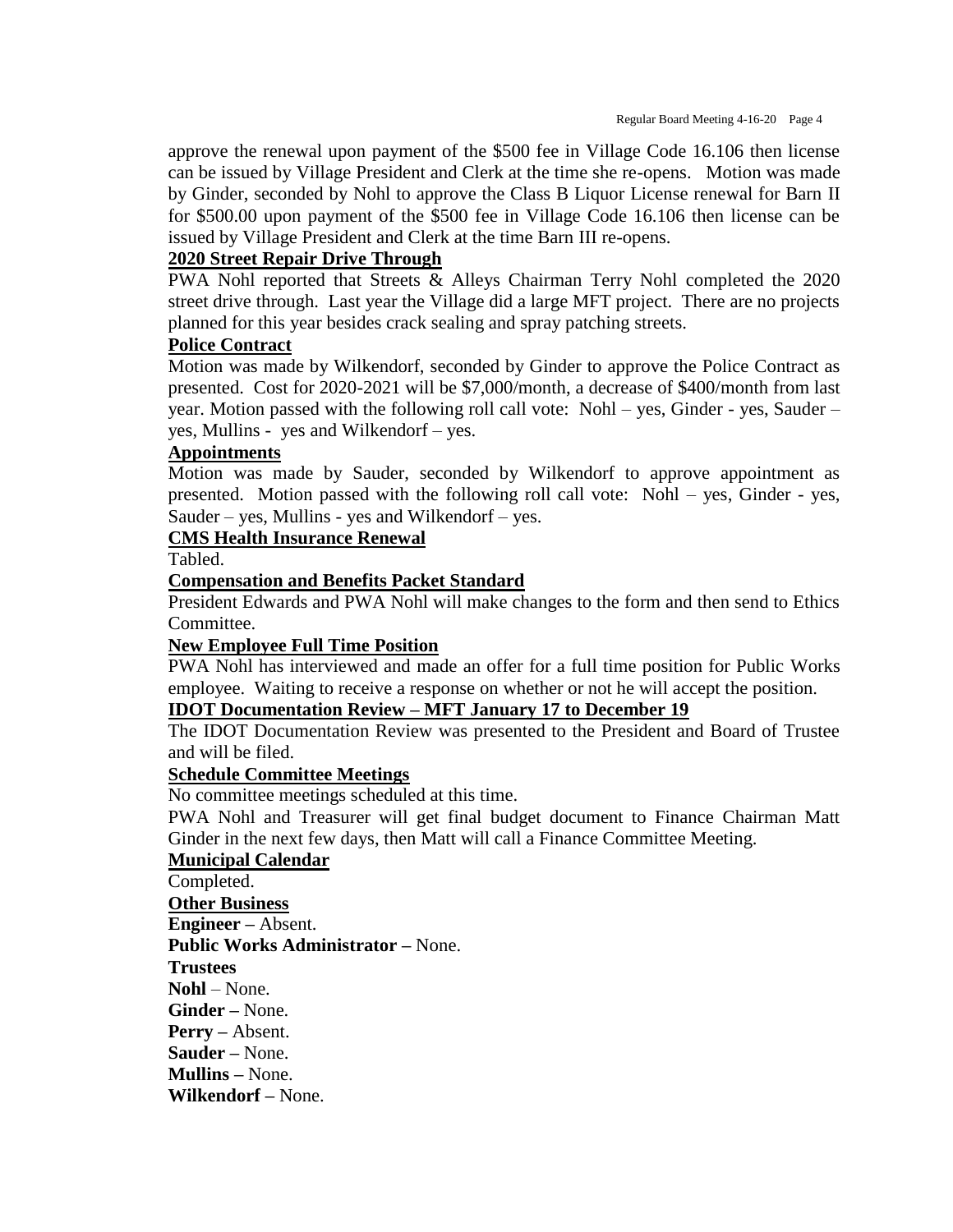approve the renewal upon payment of the $500 fee in Village Code 16.106 then license can be issued by Village President and Clerk at the time she re-opens. Motion was made by Ginder, seconded by Nohl to approve the Class B Liquor License renewal for Barn II for $500.00 upon payment of the $500 fee in Village Code 16.106 then license can be issued by Village President and Clerk at the time Barn III re-opens.

**2020 Street Repair Drive Through**

PWA Nohl reported that Streets & Alleys Chairman Terry Nohl completed the 2020 street drive through. Last year the Village did a large MFT project. There are no projects planned for this year besides crack sealing and spray patching streets.

**Police Contract**

Motion was made by Wilkendorf, seconded by Ginder to approve the Police Contract as presented. Cost for 2020-2021 will be $7,000/month, a decrease of $400/month from last year. Motion passed with the following roll call vote: Nohl – yes, Ginder - yes, Sauder – yes, Mullins - yes and Wilkendorf – yes.

**Appointments**

Motion was made by Sauder, seconded by Wilkendorf to approve appointment as presented. Motion passed with the following roll call vote: Nohl – yes, Ginder - yes, Sauder – yes, Mullins - yes and Wilkendorf – yes.

**CMS Health Insurance Renewal**

Tabled.

**Compensation and Benefits Packet Standard**

President Edwards and PWA Nohl will make changes to the form and then send to Ethics Committee.

**New Employee Full Time Position**

PWA Nohl has interviewed and made an offer for a full time position for Public Works employee. Waiting to receive a response on whether or not he will accept the position.

**IDOT Documentation Review – MFT January 17 to December 19**

The IDOT Documentation Review was presented to the President and Board of Trustee and will be filed.

**Schedule Committee Meetings**

No committee meetings scheduled at this time.

PWA Nohl and Treasurer will get final budget document to Finance Chairman Matt Ginder in the next few days, then Matt will call a Finance Committee Meeting.

**Municipal Calendar**

Completed.

**Other Business**

**Engineer –** Absent.

**Public Works Administrator –** None.

**Trustees**

**Nohl** – None.

**Ginder –** None.

**Perry –** Absent.

**Sauder –** None.

**Mullins –** None.

**Wilkendorf –** None.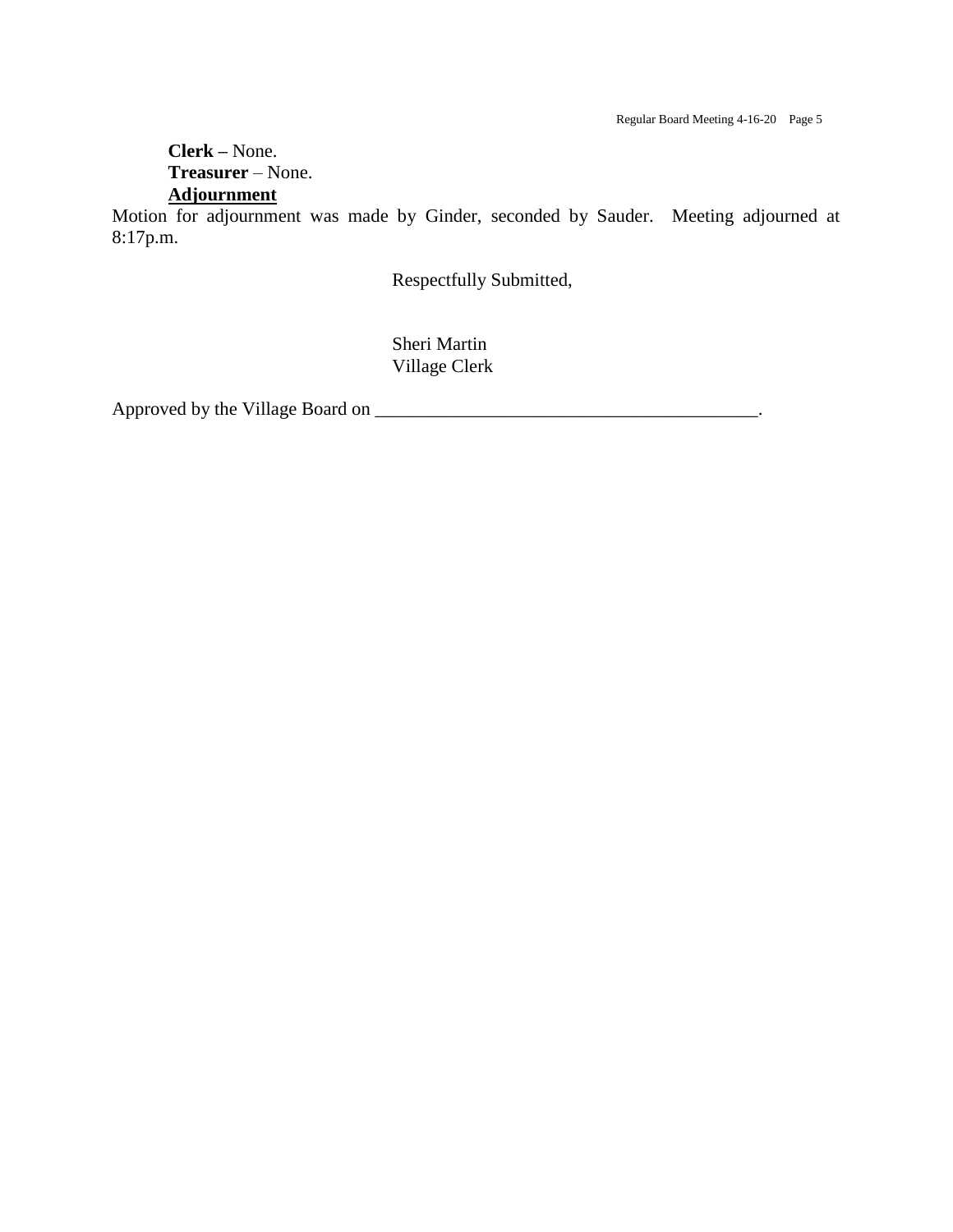**Clerk –** None.

**Treasurer** – None.

**Adjournment**

Motion for adjournment was made by Ginder, seconded by Sauder. Meeting adjourned at 8:17p.m.

Respectfully Submitted,

Sheri Martin
Village Clerk

Approved by the Village Board on __________________________________________.